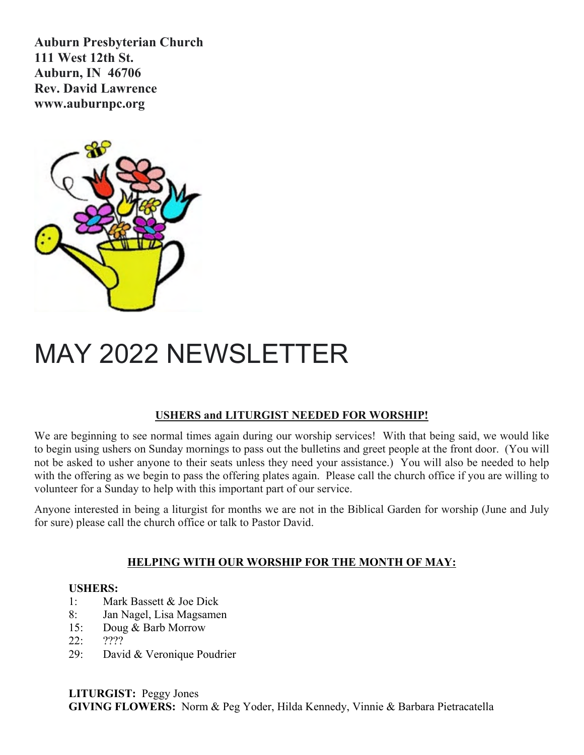**Auburn Presbyterian Church**
**111 West 12th St.**
**Auburn, IN 46706**
**Rev. David Lawrence**
**www.auburnpc.org**

# MAY 2022 NEWSLETTER

## USHERS and LITURGIST NEEDED FOR WORSHIP!

We are beginning to see normal times again during our worship services! With that being said, we would like to begin using ushers on Sunday mornings to pass out the bulletins and greet people at the front door. (You will not be asked to usher anyone to their seats unless they need your assistance.) You will also be needed to help with the offering as we begin to pass the offering plates again. Please call the church office if you are willing to volunteer for a Sunday to help with this important part of our service.

Anyone interested in being a liturgist for months we are not in the Biblical Garden for worship (June and July for sure) please call the church office or talk to Pastor David.

## HELPING WITH OUR WORSHIP FOR THE MONTH OF MAY:

**USHERS:**

1: Mark Bassett & Joe Dick
8: Jan Nagel, Lisa Magsamen
15: Doug & Barb Morrow
22: ????
29: David & Veronique Poudrier

**LITURGIST:** Peggy Jones
**GIVING FLOWERS:** Norm & Peg Yoder, Hilda Kennedy, Vinnie & Barbara Pietracatella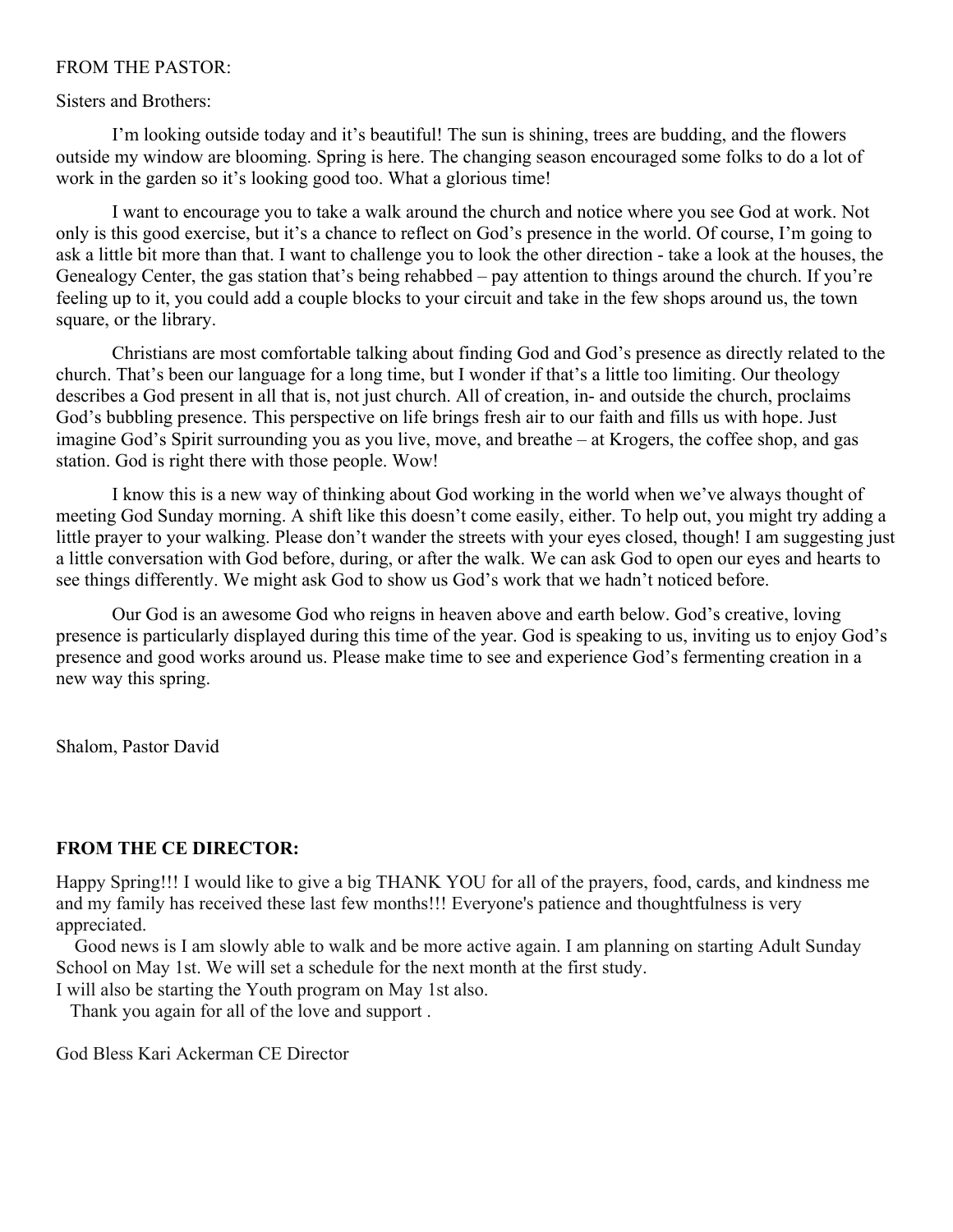FROM THE PASTOR:

Sisters and Brothers:

I'm looking outside today and it's beautiful! The sun is shining, trees are budding, and the flowers outside my window are blooming. Spring is here. The changing season encouraged some folks to do a lot of work in the garden so it's looking good too. What a glorious time!

I want to encourage you to take a walk around the church and notice where you see God at work. Not only is this good exercise, but it's a chance to reflect on God's presence in the world. Of course, I'm going to ask a little bit more than that. I want to challenge you to look the other direction - take a look at the houses, the Genealogy Center, the gas station that's being rehabbed – pay attention to things around the church. If you're feeling up to it, you could add a couple blocks to your circuit and take in the few shops around us, the town square, or the library.

Christians are most comfortable talking about finding God and God's presence as directly related to the church. That's been our language for a long time, but I wonder if that's a little too limiting. Our theology describes a God present in all that is, not just church. All of creation, in- and outside the church, proclaims God's bubbling presence. This perspective on life brings fresh air to our faith and fills us with hope. Just imagine God's Spirit surrounding you as you live, move, and breathe – at Krogers, the coffee shop, and gas station. God is right there with those people. Wow!

I know this is a new way of thinking about God working in the world when we've always thought of meeting God Sunday morning. A shift like this doesn't come easily, either. To help out, you might try adding a little prayer to your walking. Please don't wander the streets with your eyes closed, though! I am suggesting just a little conversation with God before, during, or after the walk. We can ask God to open our eyes and hearts to see things differently. We might ask God to show us God's work that we hadn't noticed before.

Our God is an awesome God who reigns in heaven above and earth below. God's creative, loving presence is particularly displayed during this time of the year. God is speaking to us, inviting us to enjoy God's presence and good works around us. Please make time to see and experience God's fermenting creation in a new way this spring.

Shalom, Pastor David

**FROM THE CE DIRECTOR:**

Happy Spring!!! I would like to give a big THANK YOU for all of the prayers, food, cards, and kindness me and my family has received these last few months!!! Everyone's patience and thoughtfulness is very appreciated.

Good news is I am slowly able to walk and be more active again. I am planning on starting Adult Sunday School on May 1st. We will set a schedule for the next month at the first study.

I will also be starting the Youth program on May 1st also.

Thank you again for all of the love and support .

God Bless Kari Ackerman CE Director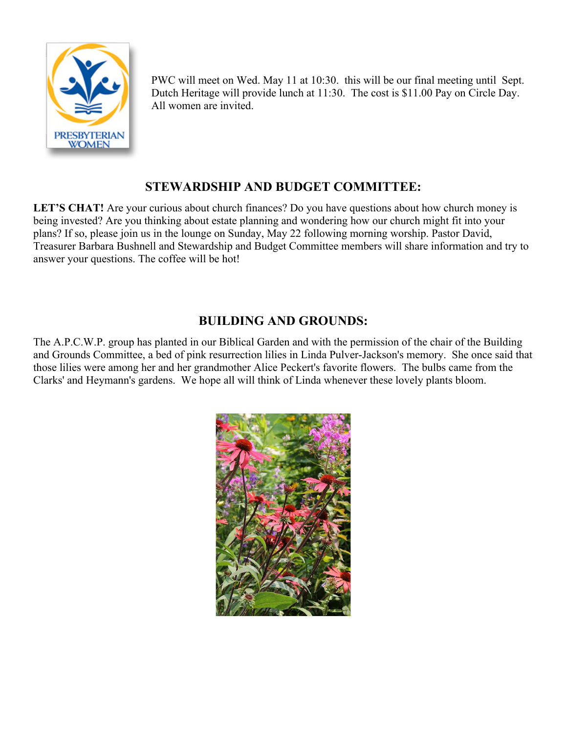PWC will meet on Wed. May 11 at 10:30. this will be our final meeting until Sept. Dutch Heritage will provide lunch at 11:30. The cost is $11.00 Pay on Circle Day. All women are invited.

## STEWARDSHIP AND BUDGET COMMITTEE:

**LET'S CHAT!** Are your curious about church finances? Do you have questions about how church money is being invested? Are you thinking about estate planning and wondering how our church might fit into your plans? If so, please join us in the lounge on Sunday, May 22 following morning worship. Pastor David, Treasurer Barbara Bushnell and Stewardship and Budget Committee members will share information and try to answer your questions. The coffee will be hot!

## BUILDING AND GROUNDS:

The A.P.C.W.P. group has planted in our Biblical Garden and with the permission of the chair of the Building and Grounds Committee, a bed of pink resurrection lilies in Linda Pulver-Jackson's memory. She once said that those lilies were among her and her grandmother Alice Peckert's favorite flowers. The bulbs came from the Clarks' and Heymann's gardens. We hope all will think of Linda whenever these lovely plants bloom.